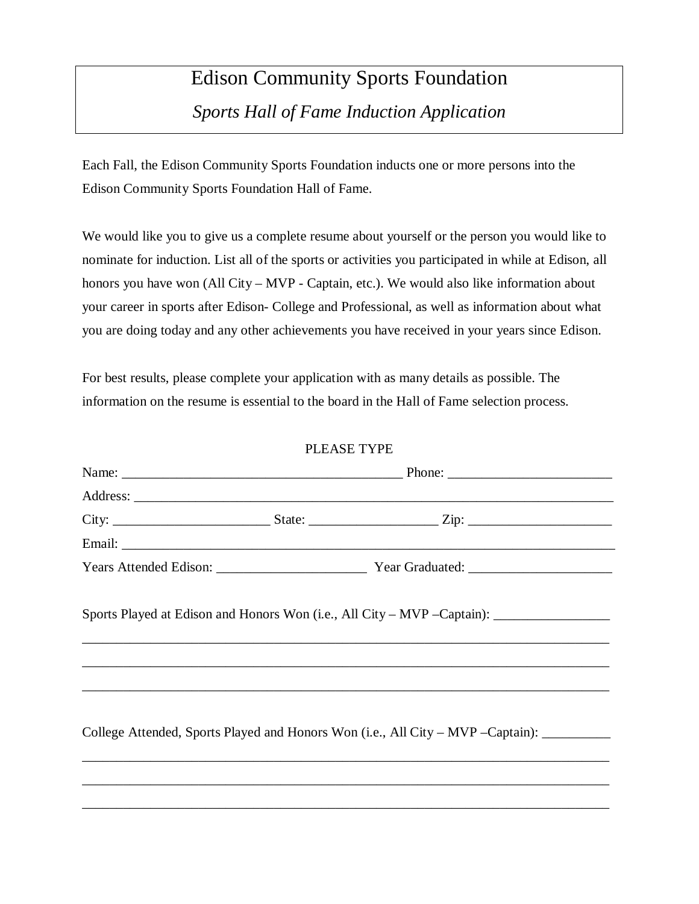# Edison Community Sports Foundation

## *Sports Hall of Fame Induction Application*

Each Fall, the Edison Community Sports Foundation inducts one or more persons into the Edison Community Sports Foundation Hall of Fame.

We would like you to give us a complete resume about yourself or the person you would like to nominate for induction. List all of the sports or activities you participated in while at Edison, all honors you have won (All City – MVP - Captain, etc.). We would also like information about your career in sports after Edison- College and Professional, as well as information about what you are doing today and any other achievements you have received in your years since Edison.

For best results, please complete your application with as many details as possible. The information on the resume is essential to the board in the Hall of Fame selection process.

PLEASE TYPE

Name: ________________________________________ Phone: _______________________

Address: ____________________________________________________________________

City: ______________________ State: __________________ Zip: ____________________

Email: ______________________________________________________________________

Years Attended Edison: _____________________ Year Graduated: ____________________

Sports Played at Edison and Honors Won (i.e., All City – MVP –Captain): ________________

_____________________________________________________________________________

_____________________________________________________________________________

_____________________________________________________________________________

College Attended, Sports Played and Honors Won (i.e., All City – MVP –Captain): _________

_____________________________________________________________________________

_____________________________________________________________________________

_____________________________________________________________________________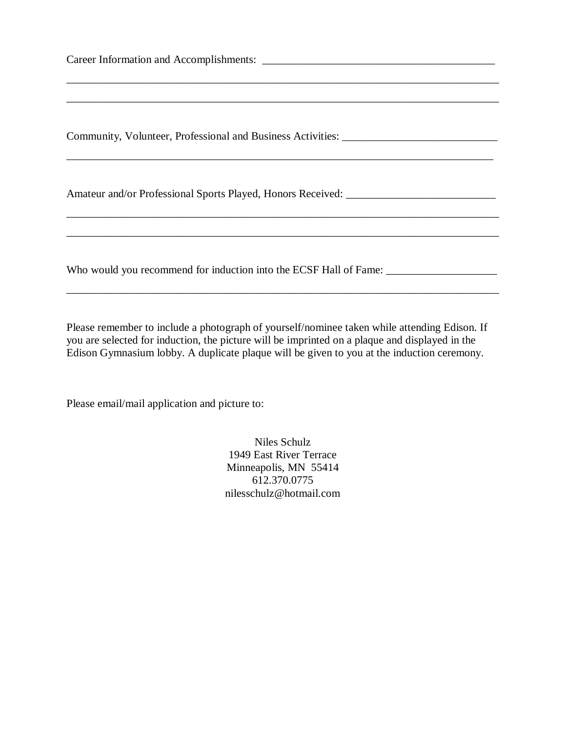Career Information and Accomplishments: ___________________________________________

________________________________________________________________________________

________________________________________________________________________________

Community, Volunteer, Professional and Business Activities: ____________________________

_______________________________________________________________________________

Amateur and/or Professional Sports Played, Honors Received: ___________________________

________________________________________________________________________________

________________________________________________________________________________

Who would you recommend for induction into the ECSF Hall of Fame: ____________________

________________________________________________________________________________

Please remember to include a photograph of yourself/nominee taken while attending Edison. If you are selected for induction, the picture will be imprinted on a plaque and displayed in the Edison Gymnasium lobby. A duplicate plaque will be given to you at the induction ceremony.

Please email/mail application and picture to:

Niles Schulz  
1949 East River Terrace  
Minneapolis, MN 55414  
612.370.0775  
nilesschulz@hotmail.com